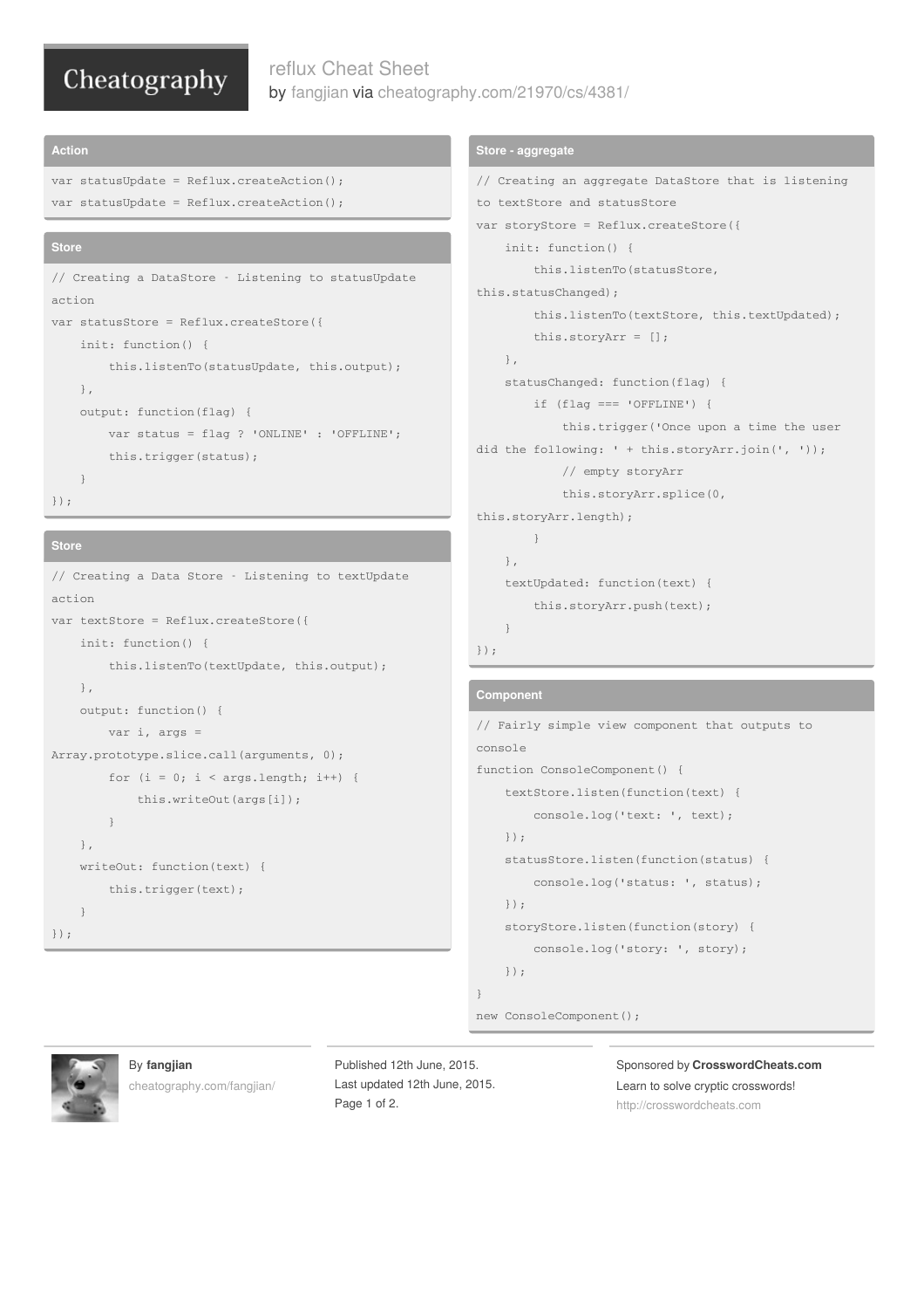# reflux Cheat Sheet

by fangjian via cheatography.com/21970/cs/4381/

## Action

```
var statusUpdate = Reflux.createAction();
var statusUpdate = Reflux.createAction();
```

## Store

```
// Creating a DataStore - Listening to statusUpdate action
var statusStore = Reflux.createStore({
    init: function() {
        this.listenTo(statusUpdate, this.output);
    },
    output: function(flag) {
        var status = flag ? 'ONLINE' : 'OFFLINE';
        this.trigger(status);
    }
});
```

## Store

```
// Creating a Data Store - Listening to textUpdate action
var textStore = Reflux.createStore({
    init: function() {
        this.listenTo(textUpdate, this.output);
    },
    output: function() {
        var i, args = Array.prototype.slice.call(arguments, 0);
        for (i = 0; i < args.length; i++) {
            this.writeOut(args[i]);
        }
    },
    writeOut: function(text) {
        this.trigger(text);
    }
});
```

## Store - aggregate

```
// Creating an aggregate DataStore that is listening to textStore and statusStore
var storyStore = Reflux.createStore({
    init: function() {
        this.listenTo(statusStore, this.statusChanged);
        this.listenTo(textStore, this.textUpdated);
        this.storyArr = [];
    },
    statusChanged: function(flag) {
        if (flag === 'OFFLINE') {
            this.trigger('Once upon a time the user did the following: ' + this.storyArr.join(', '));
            // empty storyArr
            this.storyArr.splice(0, this.storyArr.length);
        }
    },
    textUpdated: function(text) {
        this.storyArr.push(text);
    }
});
```

## Component

```
// Fairly simple view component that outputs to console
function ConsoleComponent() {
    textStore.listen(function(text) {
        console.log('text: ', text);
    });
    statusStore.listen(function(status) {
        console.log('status: ', status);
    });
    storyStore.listen(function(story) {
        console.log('story: ', story);
    });
}
new ConsoleComponent();
```

By **fangjian**
cheatography.com/fangjian/

Published 12th June, 2015.
Last updated 12th June, 2015.

Sponsored by **CrosswordCheats.com**
Learn to solve cryptic crosswords!
http://crosswordcheats.com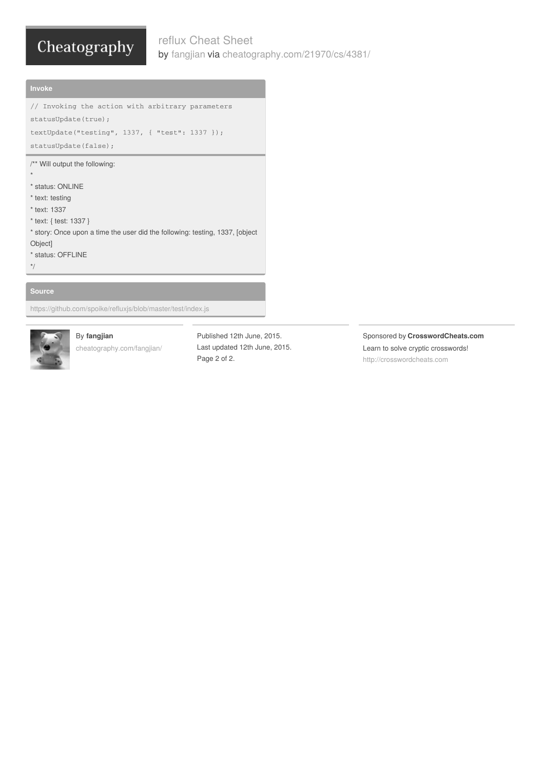## Invoke

```
// Invoking the action with arbitrary parameters
statusUpdate(true);
textUpdate("testing", 1337, { "test": 1337 });
statusUpdate(false);
```

/** Will output the following:
*
* status: ONLINE
* text: testing
* text: 1337
* text: { test: 1337 }
* story: Once upon a time the user did the following: testing, 1337, [object Object]
* status: OFFLINE
*/

## Source

https://github.com/spoike/refluxjs/blob/master/test/index.js